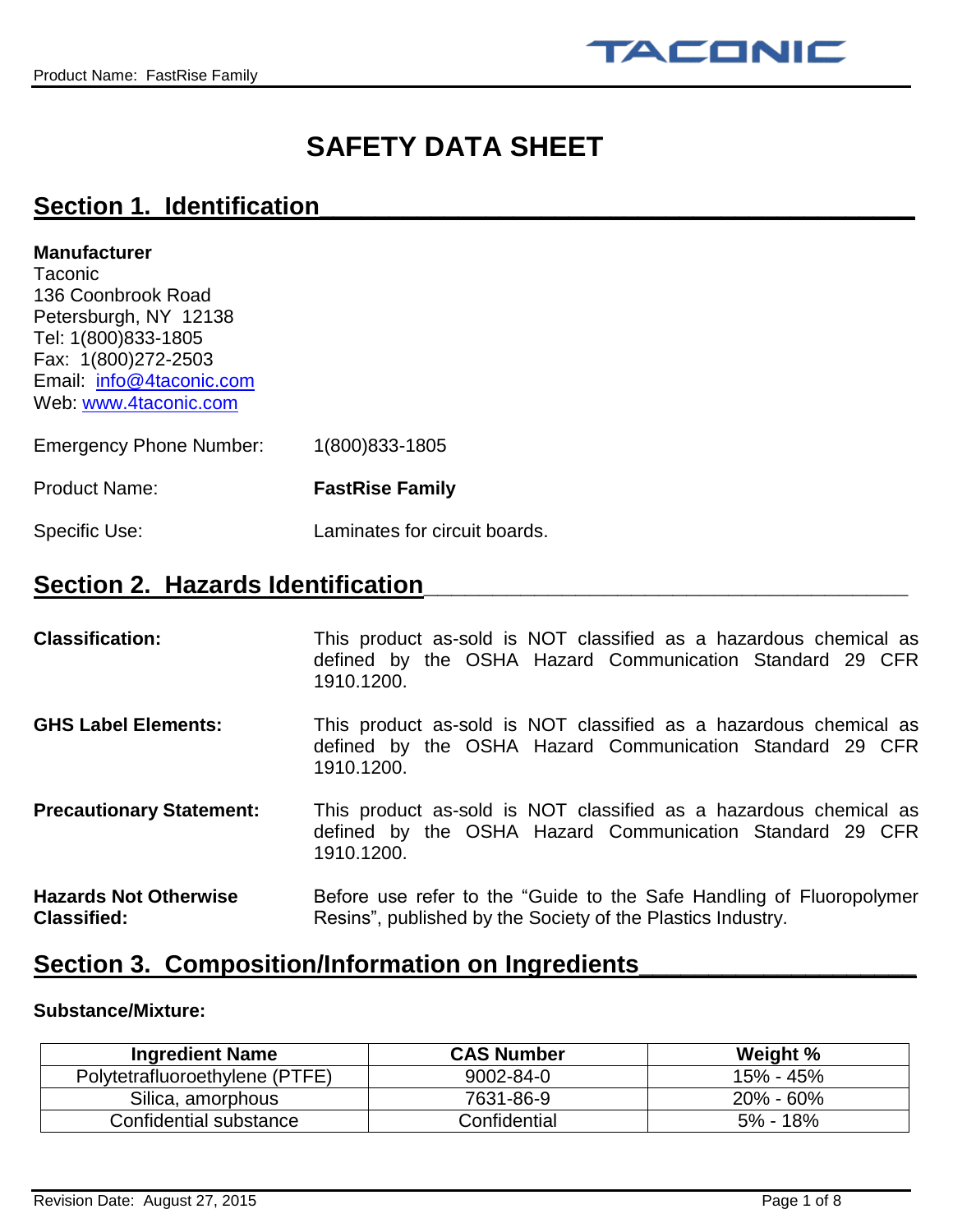# SAFETY DATA SHEET

## Section 1. Identification

**Manufacturer**
Taconic
136 Coonbrook Road
Petersburgh, NY 12138
Tel: 1(800)833-1805
Fax: 1(800)272-2503
Email: info@4taconic.com
Web: www.4taconic.com

Emergency Phone Number: 1(800)833-1805

Product Name: **FastRise Family**

Specific Use: Laminates for circuit boards.

## Section 2. Hazards Identification

**Classification:** This product as-sold is NOT classified as a hazardous chemical as defined by the OSHA Hazard Communication Standard 29 CFR 1910.1200.

**GHS Label Elements:** This product as-sold is NOT classified as a hazardous chemical as defined by the OSHA Hazard Communication Standard 29 CFR 1910.1200.

**Precautionary Statement:** This product as-sold is NOT classified as a hazardous chemical as defined by the OSHA Hazard Communication Standard 29 CFR 1910.1200.

**Hazards Not Otherwise Classified:** Before use refer to the "Guide to the Safe Handling of Fluoropolymer Resins", published by the Society of the Plastics Industry.

## Section 3. Composition/Information on Ingredients

**Substance/Mixture:**

| Ingredient Name | CAS Number | Weight % |
|---|---|---|
| Polytetrafluoroethylene (PTFE) | 9002-84-0 | 15% - 45% |
| Silica, amorphous | 7631-86-9 | 20% - 60% |
| Confidential substance | Confidential | 5% - 18% |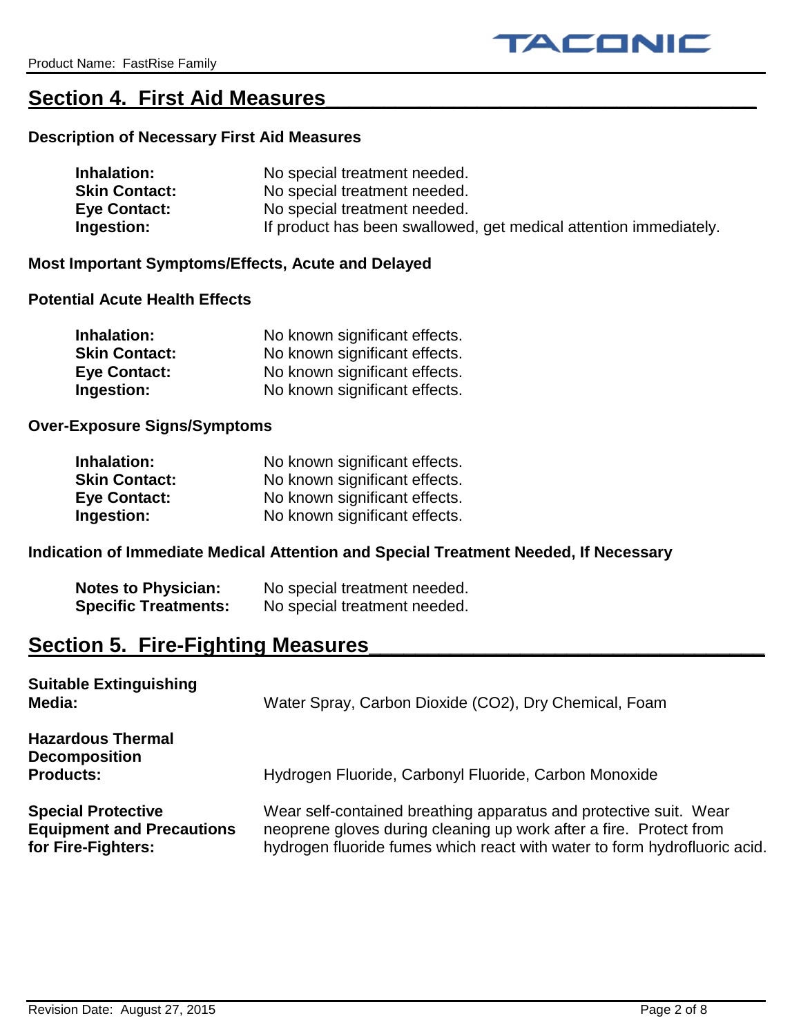## Section 4. First Aid Measures

### Description of Necessary First Aid Measures

| | |
|---|---|
| **Inhalation:** | No special treatment needed. |
| **Skin Contact:** | No special treatment needed. |
| **Eye Contact:** | No special treatment needed. |
| **Ingestion:** | If product has been swallowed, get medical attention immediately. |

### Most Important Symptoms/Effects, Acute and Delayed

### Potential Acute Health Effects

| | |
|---|---|
| **Inhalation:** | No known significant effects. |
| **Skin Contact:** | No known significant effects. |
| **Eye Contact:** | No known significant effects. |
| **Ingestion:** | No known significant effects. |

### Over-Exposure Signs/Symptoms

| | |
|---|---|
| **Inhalation:** | No known significant effects. |
| **Skin Contact:** | No known significant effects. |
| **Eye Contact:** | No known significant effects. |
| **Ingestion:** | No known significant effects. |

### Indication of Immediate Medical Attention and Special Treatment Needed, If Necessary

| | |
|---|---|
| **Notes to Physician:** | No special treatment needed. |
| **Specific Treatments:** | No special treatment needed. |

## Section 5. Fire-Fighting Measures

| | |
|---|---|
| **Suitable Extinguishing Media:** | Water Spray, Carbon Dioxide ($CO_2$), Dry Chemical, Foam |
| **Hazardous Thermal Decomposition Products:** | Hydrogen Fluoride, Carbonyl Fluoride, Carbon Monoxide |
| **Special Protective Equipment and Precautions for Fire-Fighters:** | Wear self-contained breathing apparatus and protective suit. Wear neoprene gloves during cleaning up work after a fire. Protect from hydrogen fluoride fumes which react with water to form hydrofluoric acid. |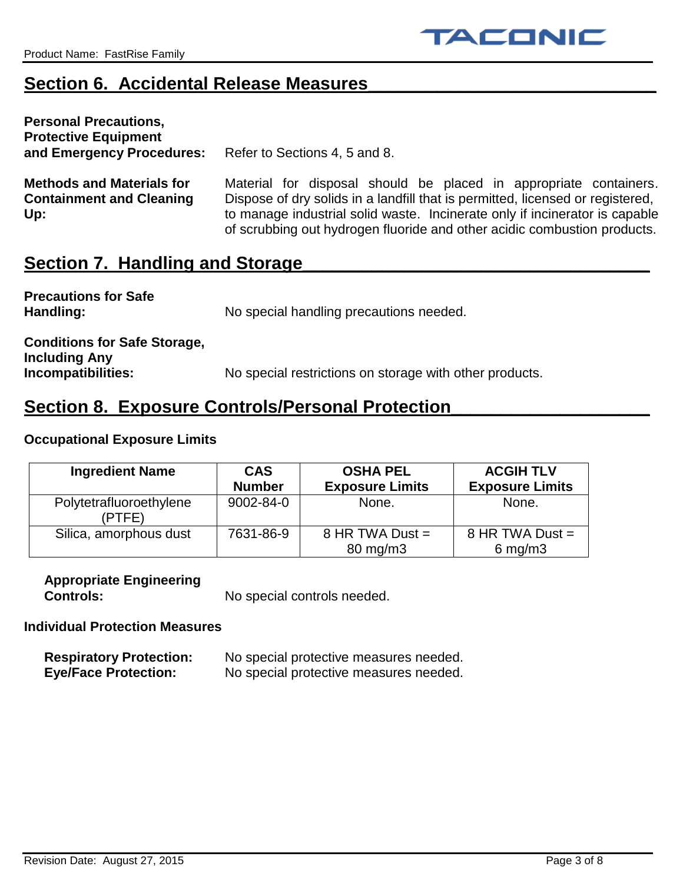## Section 6. Accidental Release Measures

**Personal Precautions, Protective Equipment and Emergency Procedures:** Refer to Sections 4, 5 and 8.

**Methods and Materials for Containment and Cleaning Up:** Material for disposal should be placed in appropriate containers. Dispose of dry solids in a landfill that is permitted, licensed or registered, to manage industrial solid waste. Incinerate only if incinerator is capable of scrubbing out hydrogen fluoride and other acidic combustion products.

## Section 7. Handling and Storage

**Precautions for Safe Handling:** No special handling precautions needed.

**Conditions for Safe Storage, Including Any Incompatibilities:** No special restrictions on storage with other products.

## Section 8. Exposure Controls/Personal Protection

**Occupational Exposure Limits**

| Ingredient Name | CAS Number | OSHA PEL Exposure Limits | ACGIH TLV Exposure Limits |
|---|---|---|---|
| Polytetrafluoroethylene (PTFE) | 9002-84-0 | None. | None. |
| Silica, amorphous dust | 7631-86-9 | 8 HR TWA Dust = 80 mg/m3 | 8 HR TWA Dust = 6 mg/m3 |

**Appropriate Engineering Controls:** No special controls needed.

**Individual Protection Measures**

**Respiratory Protection:** No special protective measures needed.
**Eye/Face Protection:** No special protective measures needed.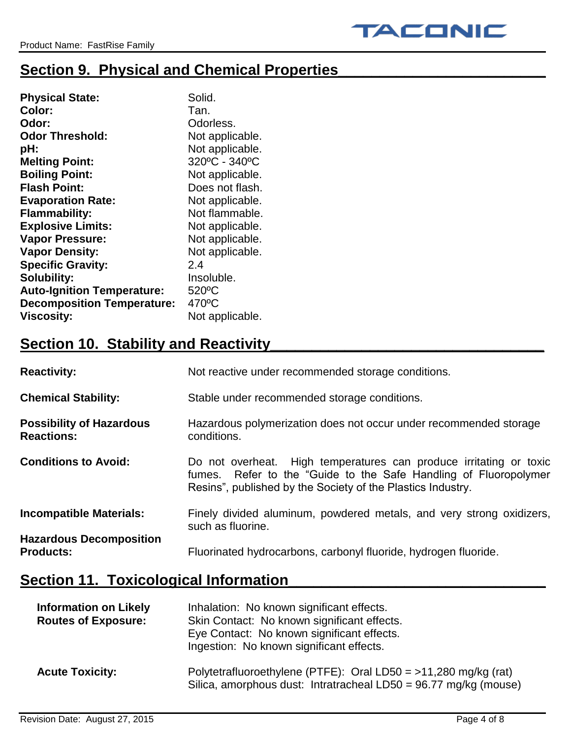## Section 9. Physical and Chemical Properties

| | |
|---|---|
| **Physical State:** | Solid. |
| **Color:** | Tan. |
| **Odor:** | Odorless. |
| **Odor Threshold:** | Not applicable. |
| **pH:** | Not applicable. |
| **Melting Point:** | 320ºC - 340ºC |
| **Boiling Point:** | Not applicable. |
| **Flash Point:** | Does not flash. |
| **Evaporation Rate:** | Not applicable. |
| **Flammability:** | Not flammable. |
| **Explosive Limits:** | Not applicable. |
| **Vapor Pressure:** | Not applicable. |
| **Vapor Density:** | Not applicable. |
| **Specific Gravity:** | 2.4 |
| **Solubility:** | Insoluble. |
| **Auto-Ignition Temperature:** | 520ºC |
| **Decomposition Temperature:** | 470ºC |
| **Viscosity:** | Not applicable. |

## Section 10. Stability and Reactivity

| | |
|---|---|
| **Reactivity:** | Not reactive under recommended storage conditions. |
| **Chemical Stability:** | Stable under recommended storage conditions. |
| **Possibility of Hazardous Reactions:** | Hazardous polymerization does not occur under recommended storage conditions. |
| **Conditions to Avoid:** | Do not overheat. High temperatures can produce irritating or toxic fumes. Refer to the "Guide to the Safe Handling of Fluoropolymer Resins", published by the Society of the Plastics Industry. |
| **Incompatible Materials:** | Finely divided aluminum, powdered metals, and very strong oxidizers, such as fluorine. |
| **Hazardous Decomposition Products:** | Fluorinated hydrocarbons, carbonyl fluoride, hydrogen fluoride. |

## Section 11. Toxicological Information

| | |
|---|---|
| **Information on Likely Routes of Exposure:** | Inhalation: No known significant effects.<br>Skin Contact: No known significant effects.<br>Eye Contact: No known significant effects.<br>Ingestion: No known significant effects. |
| **Acute Toxicity:** | Polytetrafluoroethylene (PTFE): Oral LD50 = >11,280 mg/kg (rat)<br>Silica, amorphous dust: Intratracheal LD50 = 96.77 mg/kg (mouse) |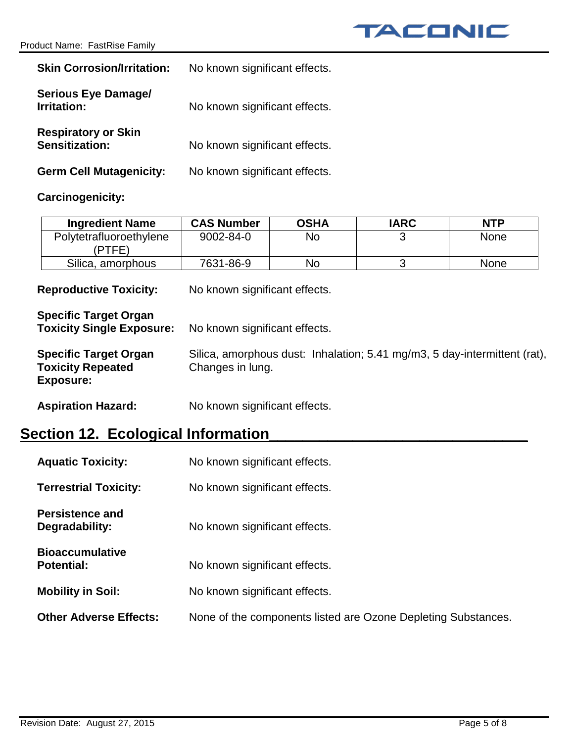**Skin Corrosion/Irritation:** No known significant effects.

**Serious Eye Damage/ Irritation:** No known significant effects.

**Respiratory or Skin Sensitization:** No known significant effects.

**Germ Cell Mutagenicity:** No known significant effects.

**Carcinogenicity:**

| Ingredient Name | CAS Number | OSHA | IARC | NTP |
|---|---|---|---|---|
| Polytetrafluoroethylene (PTFE) | 9002-84-0 | No | 3 | None |
| Silica, amorphous | 7631-86-9 | No | 3 | None |

**Reproductive Toxicity:** No known significant effects.

**Specific Target Organ Toxicity Single Exposure:** No known significant effects.

**Specific Target Organ Toxicity Repeated Exposure:** Silica, amorphous dust: Inhalation; 5.41 mg/m3, 5 day-intermittent (rat), Changes in lung.

**Aspiration Hazard:** No known significant effects.

## Section 12. Ecological Information

**Aquatic Toxicity:** No known significant effects.

**Terrestrial Toxicity:** No known significant effects.

**Persistence and Degradability:** No known significant effects.

**Bioaccumulative Potential:** No known significant effects.

**Mobility in Soil:** No known significant effects.

**Other Adverse Effects:** None of the components listed are Ozone Depleting Substances.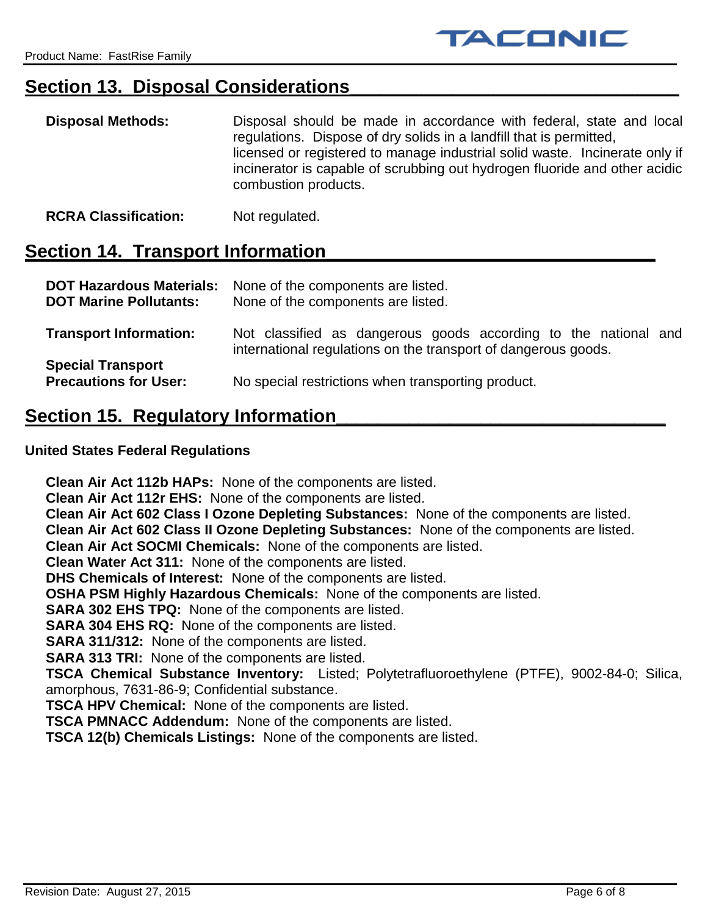## Section 13. Disposal Considerations

**Disposal Methods:** Disposal should be made in accordance with federal, state and local regulations. Dispose of dry solids in a landfill that is permitted, licensed or registered to manage industrial solid waste. Incinerate only if incinerator is capable of scrubbing out hydrogen fluoride and other acidic combustion products.

**RCRA Classification:** Not regulated.

## Section 14. Transport Information

**DOT Hazardous Materials:** None of the components are listed.
**DOT Marine Pollutants:** None of the components are listed.

**Transport Information:** Not classified as dangerous goods according to the national and international regulations on the transport of dangerous goods.

**Special Transport Precautions for User:** No special restrictions when transporting product.

## Section 15. Regulatory Information

**United States Federal Regulations**

**Clean Air Act 112b HAPs:** None of the components are listed.
**Clean Air Act 112r EHS:** None of the components are listed.
**Clean Air Act 602 Class I Ozone Depleting Substances:** None of the components are listed.
**Clean Air Act 602 Class II Ozone Depleting Substances:** None of the components are listed.
**Clean Air Act SOCMI Chemicals:** None of the components are listed.
**Clean Water Act 311:** None of the components are listed.
**DHS Chemicals of Interest:** None of the components are listed.
**OSHA PSM Highly Hazardous Chemicals:** None of the components are listed.
**SARA 302 EHS TPQ:** None of the components are listed.
**SARA 304 EHS RQ:** None of the components are listed.
**SARA 311/312:** None of the components are listed.
**SARA 313 TRI:** None of the components are listed.
**TSCA Chemical Substance Inventory:** Listed; Polytetrafluoroethylene (PTFE), 9002-84-0; Silica, amorphous, 7631-86-9; Confidential substance.
**TSCA HPV Chemical:** None of the components are listed.
**TSCA PMNACC Addendum:** None of the components are listed.
**TSCA 12(b) Chemicals Listings:** None of the components are listed.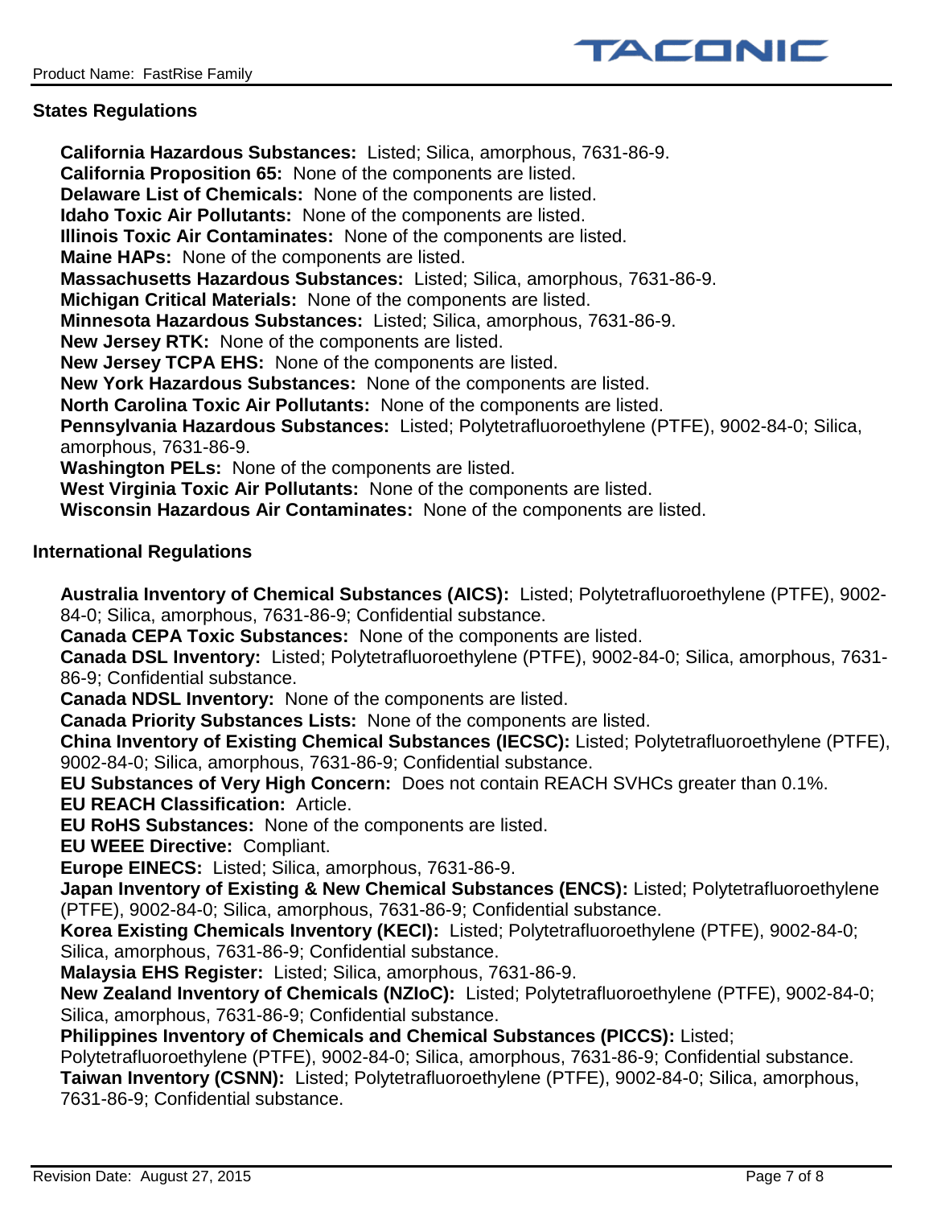## States Regulations

**California Hazardous Substances:** Listed; Silica, amorphous, 7631-86-9.
**California Proposition 65:** None of the components are listed.
**Delaware List of Chemicals:** None of the components are listed.
**Idaho Toxic Air Pollutants:** None of the components are listed.
**Illinois Toxic Air Contaminates:** None of the components are listed.
**Maine HAPs:** None of the components are listed.
**Massachusetts Hazardous Substances:** Listed; Silica, amorphous, 7631-86-9.
**Michigan Critical Materials:** None of the components are listed.
**Minnesota Hazardous Substances:** Listed; Silica, amorphous, 7631-86-9.
**New Jersey RTK:** None of the components are listed.
**New Jersey TCPA EHS:** None of the components are listed.
**New York Hazardous Substances:** None of the components are listed.
**North Carolina Toxic Air Pollutants:** None of the components are listed.
**Pennsylvania Hazardous Substances:** Listed; Polytetrafluoroethylene (PTFE), 9002-84-0; Silica, amorphous, 7631-86-9.
**Washington PELs:** None of the components are listed.
**West Virginia Toxic Air Pollutants:** None of the components are listed.
**Wisconsin Hazardous Air Contaminates:** None of the components are listed.

## International Regulations

**Australia Inventory of Chemical Substances (AICS):** Listed; Polytetrafluoroethylene (PTFE), 9002-84-0; Silica, amorphous, 7631-86-9; Confidential substance.
**Canada CEPA Toxic Substances:** None of the components are listed.
**Canada DSL Inventory:** Listed; Polytetrafluoroethylene (PTFE), 9002-84-0; Silica, amorphous, 7631-86-9; Confidential substance.
**Canada NDSL Inventory:** None of the components are listed.
**Canada Priority Substances Lists:** None of the components are listed.
**China Inventory of Existing Chemical Substances (IECSC):** Listed; Polytetrafluoroethylene (PTFE), 9002-84-0; Silica, amorphous, 7631-86-9; Confidential substance.
**EU Substances of Very High Concern:** Does not contain REACH SVHCs greater than 0.1%.
**EU REACH Classification:** Article.
**EU RoHS Substances:** None of the components are listed.
**EU WEEE Directive:** Compliant.
**Europe EINECS:** Listed; Silica, amorphous, 7631-86-9.
**Japan Inventory of Existing & New Chemical Substances (ENCS):** Listed; Polytetrafluoroethylene (PTFE), 9002-84-0; Silica, amorphous, 7631-86-9; Confidential substance.
**Korea Existing Chemicals Inventory (KECI):** Listed; Polytetrafluoroethylene (PTFE), 9002-84-0; Silica, amorphous, 7631-86-9; Confidential substance.
**Malaysia EHS Register:** Listed; Silica, amorphous, 7631-86-9.
**New Zealand Inventory of Chemicals (NZIoC):** Listed; Polytetrafluoroethylene (PTFE), 9002-84-0; Silica, amorphous, 7631-86-9; Confidential substance.
**Philippines Inventory of Chemicals and Chemical Substances (PICCS):** Listed; Polytetrafluoroethylene (PTFE), 9002-84-0; Silica, amorphous, 7631-86-9; Confidential substance.
**Taiwan Inventory (CSNN):** Listed; Polytetrafluoroethylene (PTFE), 9002-84-0; Silica, amorphous, 7631-86-9; Confidential substance.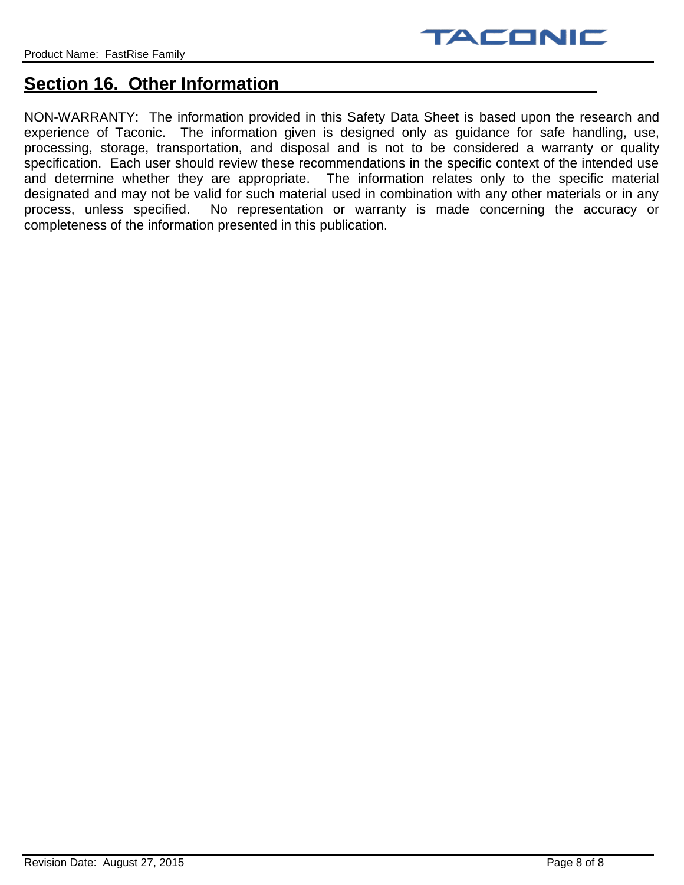## Section 16. Other Information

NON-WARRANTY: The information provided in this Safety Data Sheet is based upon the research and experience of Taconic. The information given is designed only as guidance for safe handling, use, processing, storage, transportation, and disposal and is not to be considered a warranty or quality specification. Each user should review these recommendations in the specific context of the intended use and determine whether they are appropriate. The information relates only to the specific material designated and may not be valid for such material used in combination with any other materials or in any process, unless specified. No representation or warranty is made concerning the accuracy or completeness of the information presented in this publication.